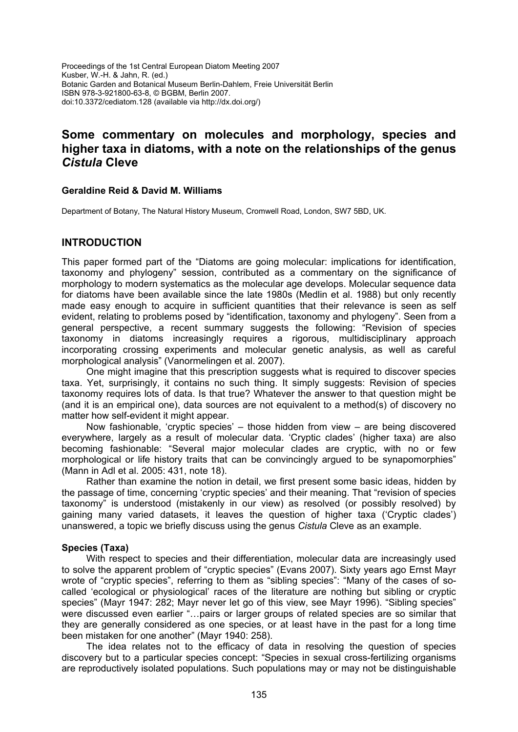Proceedings of the 1st Central European Diatom Meeting 2007
Kusber, W.-H. & Jahn, R. (ed.)
Botanic Garden and Botanical Museum Berlin-Dahlem, Freie Universität Berlin
ISBN 978-3-921800-63-8, © BGBM, Berlin 2007.
doi:10.3372/cediatom.128 (available via http://dx.doi.org/)

# Some commentary on molecules and morphology, species and higher taxa in diatoms, with a note on the relationships of the genus *Cistula* Cleve

**Geraldine Reid & David M. Williams**

Department of Botany, The Natural History Museum, Cromwell Road, London, SW7 5BD, UK.

## INTRODUCTION

This paper formed part of the "Diatoms are going molecular: implications for identification, taxonomy and phylogeny" session, contributed as a commentary on the significance of morphology to modern systematics as the molecular age develops. Molecular sequence data for diatoms have been available since the late 1980s (Medlin et al. 1988) but only recently made easy enough to acquire in sufficient quantities that their relevance is seen as self evident, relating to problems posed by "identification, taxonomy and phylogeny". Seen from a general perspective, a recent summary suggests the following: "Revision of species taxonomy in diatoms increasingly requires a rigorous, multidisciplinary approach incorporating crossing experiments and molecular genetic analysis, as well as careful morphological analysis" (Vanormelingen et al. 2007).

One might imagine that this prescription suggests what is required to discover species taxa. Yet, surprisingly, it contains no such thing. It simply suggests: Revision of species taxonomy requires lots of data. Is that true? Whatever the answer to that question might be (and it is an empirical one), data sources are not equivalent to a method(s) of discovery no matter how self-evident it might appear.

Now fashionable, 'cryptic species' – those hidden from view – are being discovered everywhere, largely as a result of molecular data. 'Cryptic clades' (higher taxa) are also becoming fashionable: "Several major molecular clades are cryptic, with no or few morphological or life history traits that can be convincingly argued to be synapomorphies" (Mann in Adl et al. 2005: 431, note 18).

Rather than examine the notion in detail, we first present some basic ideas, hidden by the passage of time, concerning 'cryptic species' and their meaning. That "revision of species taxonomy" is understood (mistakenly in our view) as resolved (or possibly resolved) by gaining many varied datasets, it leaves the question of higher taxa ('Cryptic clades') unanswered, a topic we briefly discuss using the genus *Cistula* Cleve as an example.

### Species (Taxa)

With respect to species and their differentiation, molecular data are increasingly used to solve the apparent problem of "cryptic species" (Evans 2007). Sixty years ago Ernst Mayr wrote of "cryptic species", referring to them as "sibling species": "Many of the cases of so-called 'ecological or physiological' races of the literature are nothing but sibling or cryptic species" (Mayr 1947: 282; Mayr never let go of this view, see Mayr 1996). "Sibling species" were discussed even earlier "…pairs or larger groups of related species are so similar that they are generally considered as one species, or at least have in the past for a long time been mistaken for one another" (Mayr 1940: 258).

The idea relates not to the efficacy of data in resolving the question of species discovery but to a particular species concept: "Species in sexual cross-fertilizing organisms are reproductively isolated populations. Such populations may or may not be distinguishable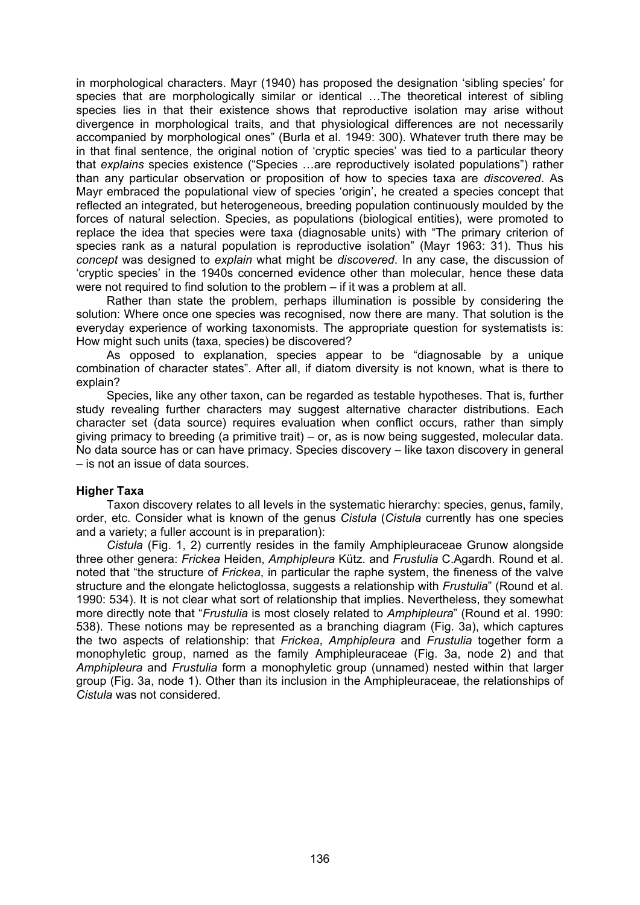in morphological characters. Mayr (1940) has proposed the designation 'sibling species' for species that are morphologically similar or identical …The theoretical interest of sibling species lies in that their existence shows that reproductive isolation may arise without divergence in morphological traits, and that physiological differences are not necessarily accompanied by morphological ones" (Burla et al. 1949: 300). Whatever truth there may be in that final sentence, the original notion of 'cryptic species' was tied to a particular theory that *explains* species existence ("Species …are reproductively isolated populations") rather than any particular observation or proposition of how to species taxa are *discovered*. As Mayr embraced the populational view of species 'origin', he created a species concept that reflected an integrated, but heterogeneous, breeding population continuously moulded by the forces of natural selection. Species, as populations (biological entities), were promoted to replace the idea that species were taxa (diagnosable units) with "The primary criterion of species rank as a natural population is reproductive isolation" (Mayr 1963: 31). Thus his *concept* was designed to *explain* what might be *discovered*. In any case, the discussion of 'cryptic species' in the 1940s concerned evidence other than molecular, hence these data were not required to find solution to the problem – if it was a problem at all.

Rather than state the problem, perhaps illumination is possible by considering the solution: Where once one species was recognised, now there are many. That solution is the everyday experience of working taxonomists. The appropriate question for systematists is: How might such units (taxa, species) be discovered?

As opposed to explanation, species appear to be "diagnosable by a unique combination of character states". After all, if diatom diversity is not known, what is there to explain?

Species, like any other taxon, can be regarded as testable hypotheses. That is, further study revealing further characters may suggest alternative character distributions. Each character set (data source) requires evaluation when conflict occurs, rather than simply giving primacy to breeding (a primitive trait) – or, as is now being suggested, molecular data. No data source has or can have primacy. Species discovery – like taxon discovery in general – is not an issue of data sources.

**Higher Taxa**

Taxon discovery relates to all levels in the systematic hierarchy: species, genus, family, order, etc. Consider what is known of the genus *Cistula* (*Cistula* currently has one species and a variety; a fuller account is in preparation):

*Cistula* (Fig. 1, 2) currently resides in the family Amphipleuraceae Grunow alongside three other genera: *Frickea* Heiden, *Amphipleura* Kütz. and *Frustulia* C.Agardh. Round et al. noted that "the structure of *Frickea*, in particular the raphe system, the fineness of the valve structure and the elongate helictoglossa, suggests a relationship with *Frustulia*" (Round et al. 1990: 534). It is not clear what sort of relationship that implies. Nevertheless, they somewhat more directly note that "*Frustulia* is most closely related to *Amphipleura*" (Round et al. 1990: 538). These notions may be represented as a branching diagram (Fig. 3a), which captures the two aspects of relationship: that *Frickea*, *Amphipleura* and *Frustulia* together form a monophyletic group, named as the family Amphipleuraceae (Fig. 3a, node 2) and that *Amphipleura* and *Frustulia* form a monophyletic group (unnamed) nested within that larger group (Fig. 3a, node 1). Other than its inclusion in the Amphipleuraceae, the relationships of *Cistula* was not considered.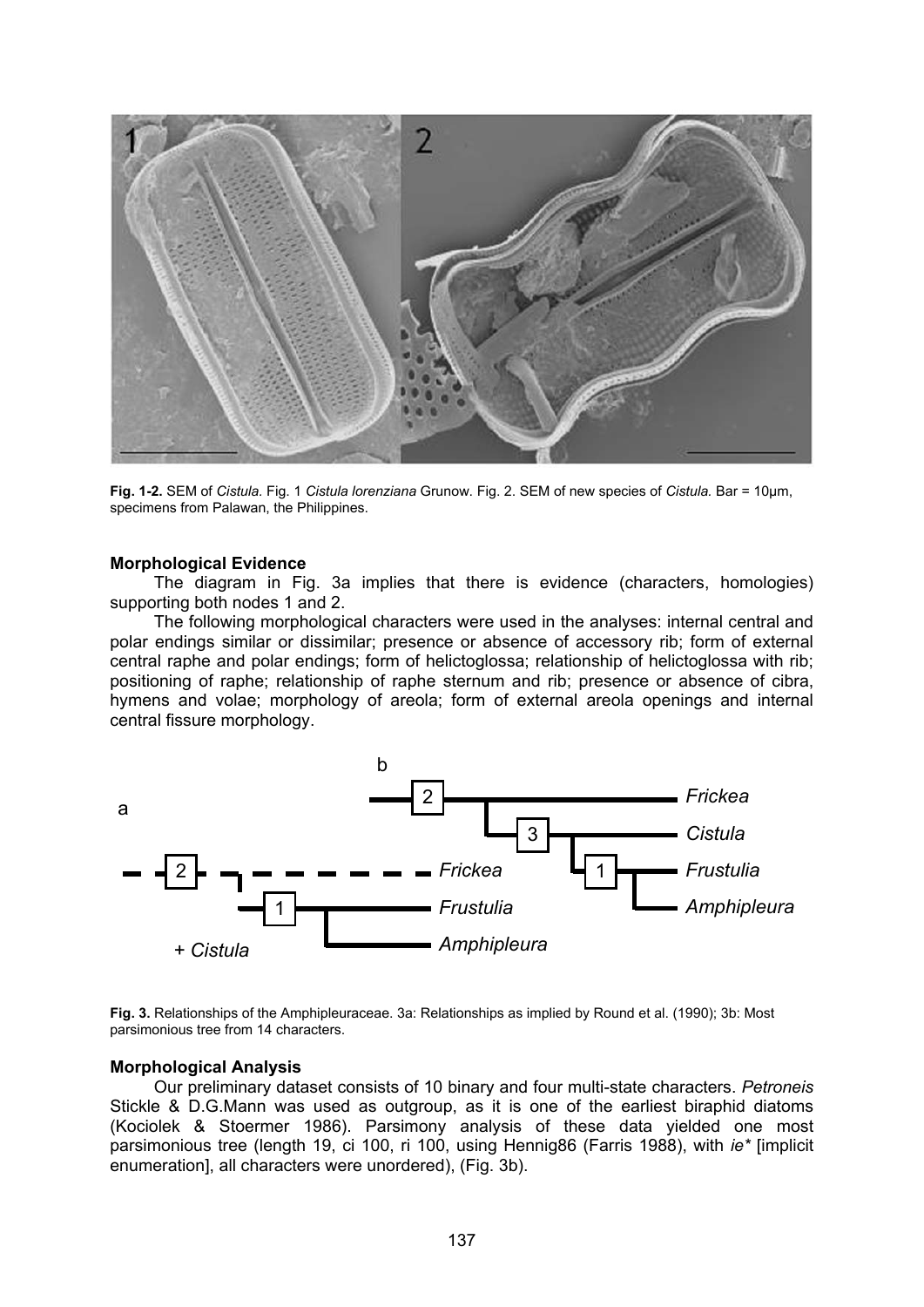**Fig. 1-2.** SEM of *Cistula.* Fig. 1 *Cistula lorenziana* Grunow. Fig. 2. SEM of new species of *Cistula.* Bar = 10µm, specimens from Palawan, the Philippines.

**Morphological Evidence**

The diagram in Fig. 3a implies that there is evidence (characters, homologies) supporting both nodes 1 and 2.

The following morphological characters were used in the analyses: internal central and polar endings similar or dissimilar; presence or absence of accessory rib; form of external central raphe and polar endings; form of helictoglossa; relationship of helictoglossa with rib; positioning of raphe; relationship of raphe sternum and rib; presence or absence of cibra, hymens and volae; morphology of areola; form of external areola openings and internal central fissure morphology.

**Fig. 3.** Relationships of the Amphipleuraceae. 3a: Relationships as implied by Round et al. (1990); 3b: Most parsimonious tree from 14 characters.

**Morphological Analysis**

Our preliminary dataset consists of 10 binary and four multi-state characters. *Petroneis* Stickle & D.G.Mann was used as outgroup, as it is one of the earliest biraphid diatoms (Kociolek & Stoermer 1986). Parsimony analysis of these data yielded one most parsimonious tree (length 19, ci 100, ri 100, using Hennig86 (Farris 1988), with *ie\** [implicit enumeration], all characters were unordered), (Fig. 3b).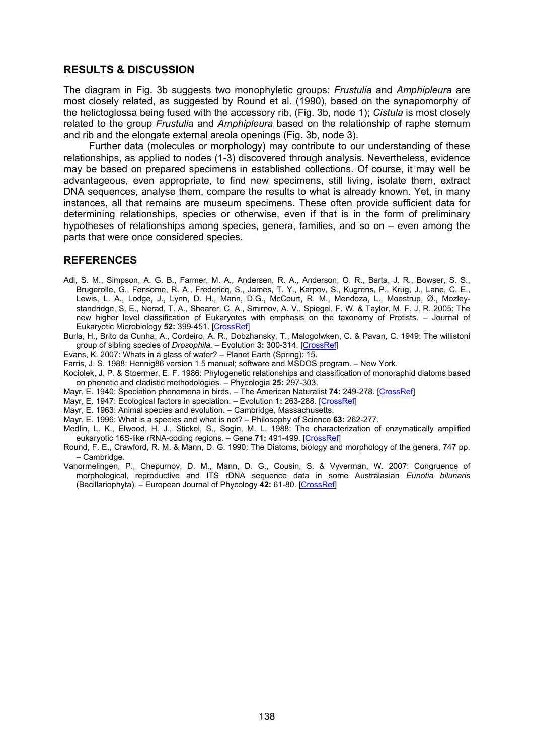## RESULTS & DISCUSSION

The diagram in Fig. 3b suggests two monophyletic groups: *Frustulia* and *Amphipleura* are most closely related, as suggested by Round et al. (1990), based on the synapomorphy of the helictoglossa being fused with the accessory rib, (Fig. 3b, node 1); *Cistula* is most closely related to the group *Frustulia* and *Amphipleura* based on the relationship of raphe sternum and rib and the elongate external areola openings (Fig. 3b, node 3).

Further data (molecules or morphology) may contribute to our understanding of these relationships, as applied to nodes (1-3) discovered through analysis. Nevertheless, evidence may be based on prepared specimens in established collections. Of course, it may well be advantageous, even appropriate, to find new specimens, still living, isolate them, extract DNA sequences, analyse them, compare the results to what is already known. Yet, in many instances, all that remains are museum specimens. These often provide sufficient data for determining relationships, species or otherwise, even if that is in the form of preliminary hypotheses of relationships among species, genera, families, and so on – even among the parts that were once considered species.

## REFERENCES

Adl, S. M., Simpson, A. G. B., Farmer, M. A., Andersen, R. A., Anderson, O. R., Barta, J. R., Bowser, S. S., Brugerolle, G., Fensome, R. A., Fredericq, S., James, T. Y., Karpov, S., Kugrens, P., Krug, J., Lane, C. E., Lewis, L. A., Lodge, J., Lynn, D. H., Mann, D.G., McCourt, R. M., Mendoza, L., Moestrup, Ø., Mozley-standridge, S. E., Nerad, T. A., Shearer, C. A., Smirnov, A. V., Spiegel, F. W. & Taylor, M. F. J. R. 2005: The new higher level classification of Eukaryotes with emphasis on the taxonomy of Protists. – Journal of Eukaryotic Microbiology **52:** 399-451. [CrossRef]

Burla, H., Brito da Cunha, A., Cordeiro, A. R., Dobzhansky, T., Malogolwken, C. & Pavan, C. 1949: The willistoni group of sibling species of *Drosophila.* – Evolution **3:** 300-314. [CrossRef]

Evans, K. 2007: Whats in a glass of water? – Planet Earth (Spring): 15.

Farris, J. S. 1988: Hennig86 version 1.5 manual; software and MSDOS program. – New York.

Kociolek, J. P. & Stoermer, E. F. 1986: Phylogenetic relationships and classification of monoraphid diatoms based on phenetic and cladistic methodologies. – Phycologia **25:** 297-303.

Mayr, E. 1940: Speciation phenomena in birds. – The American Naturalist **74:** 249-278. [CrossRef]

Mayr, E. 1947: Ecological factors in speciation. – Evolution **1:** 263-288. [CrossRef]

Mayr, E. 1963: Animal species and evolution. – Cambridge, Massachusetts.

Mayr, E. 1996: What is a species and what is not? – Philosophy of Science **63:** 262-277.

Medlin, L. K., Elwood, H. J., Stickel, S., Sogin, M. L. 1988: The characterization of enzymatically amplified eukaryotic 16S-like rRNA-coding regions. – Gene **71:** 491-499. [CrossRef]

Round, F. E., Crawford, R. M. & Mann, D. G. 1990: The Diatoms, biology and morphology of the genera, 747 pp. – Cambridge.

Vanormelingen, P., Chepurnov, D. M., Mann, D. G., Cousin, S. & Vyverman, W. 2007: Congruence of morphological, reproductive and ITS rDNA sequence data in some Australasian *Eunotia bilunaris* (Bacillariophyta). – European Journal of Phycology **42:** 61-80. [CrossRef]